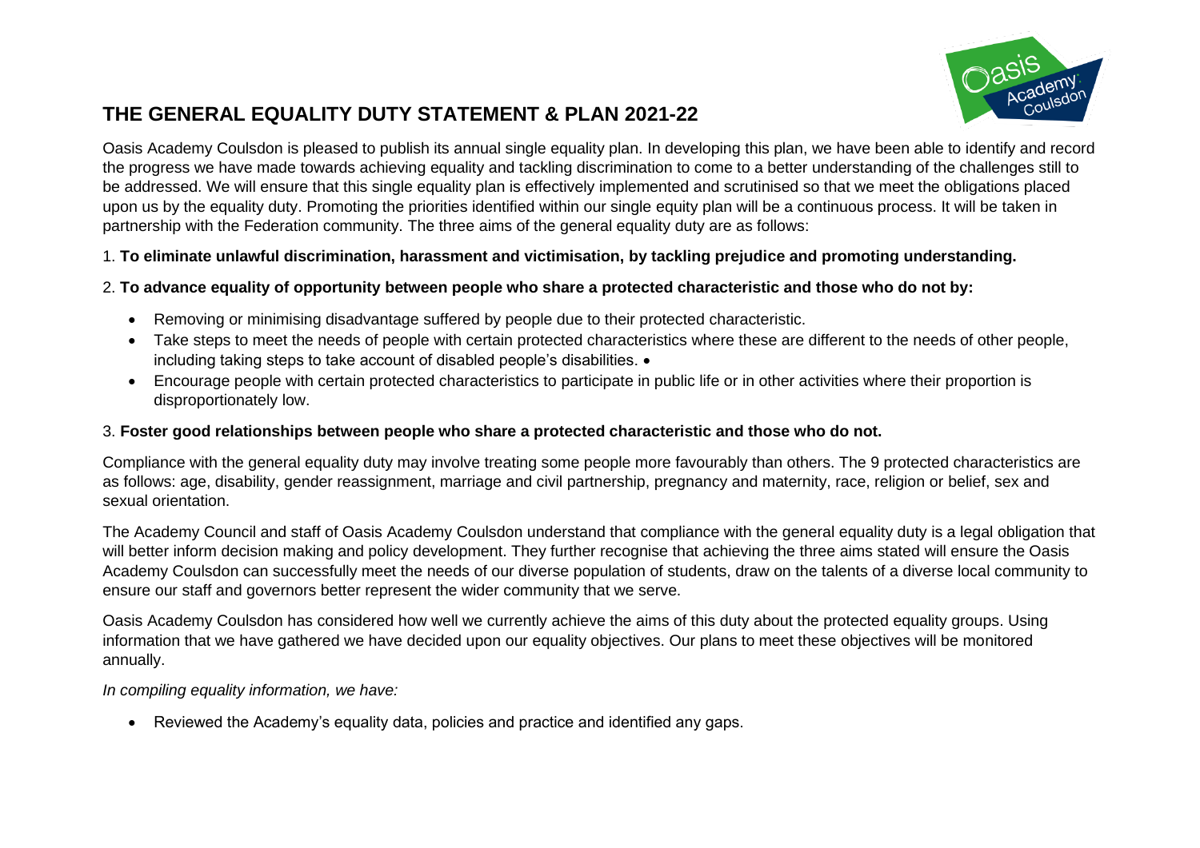# THE GENERAL EQUALITY DUTY STATEMENT & PLAN 2021-22

Oasis Academy Coulsdon is pleased to publish its annual single equality plan. In developing this plan, we have been able to identify and record the progress we have made towards achieving equality and tackling discrimination to come to a better understanding of the challenges still to be addressed. We will ensure that this single equality plan is effectively implemented and scrutinised so that we meet the obligations placed upon us by the equality duty. Promoting the priorities identified within our single equity plan will be a continuous process. It will be taken in partnership with the Federation community. The three aims of the general equality duty are as follows:

1. **To eliminate unlawful discrimination, harassment and victimisation, by tackling prejudice and promoting understanding.**

2. **To advance equality of opportunity between people who share a protected characteristic and those who do not by:**

   - Removing or minimising disadvantage suffered by people due to their protected characteristic.
   - Take steps to meet the needs of people with certain protected characteristics where these are different to the needs of other people, including taking steps to take account of disabled people's disabilities. •
   - Encourage people with certain protected characteristics to participate in public life or in other activities where their proportion is disproportionately low.

3. **Foster good relationships between people who share a protected characteristic and those who do not.**

Compliance with the general equality duty may involve treating some people more favourably than others. The 9 protected characteristics are as follows: age, disability, gender reassignment, marriage and civil partnership, pregnancy and maternity, race, religion or belief, sex and sexual orientation.

The Academy Council and staff of Oasis Academy Coulsdon understand that compliance with the general equality duty is a legal obligation that will better inform decision making and policy development. They further recognise that achieving the three aims stated will ensure the Oasis Academy Coulsdon can successfully meet the needs of our diverse population of students, draw on the talents of a diverse local community to ensure our staff and governors better represent the wider community that we serve.

Oasis Academy Coulsdon has considered how well we currently achieve the aims of this duty about the protected equality groups. Using information that we have gathered we have decided upon our equality objectives. Our plans to meet these objectives will be monitored annually.

*In compiling equality information, we have:*

- Reviewed the Academy's equality data, policies and practice and identified any gaps.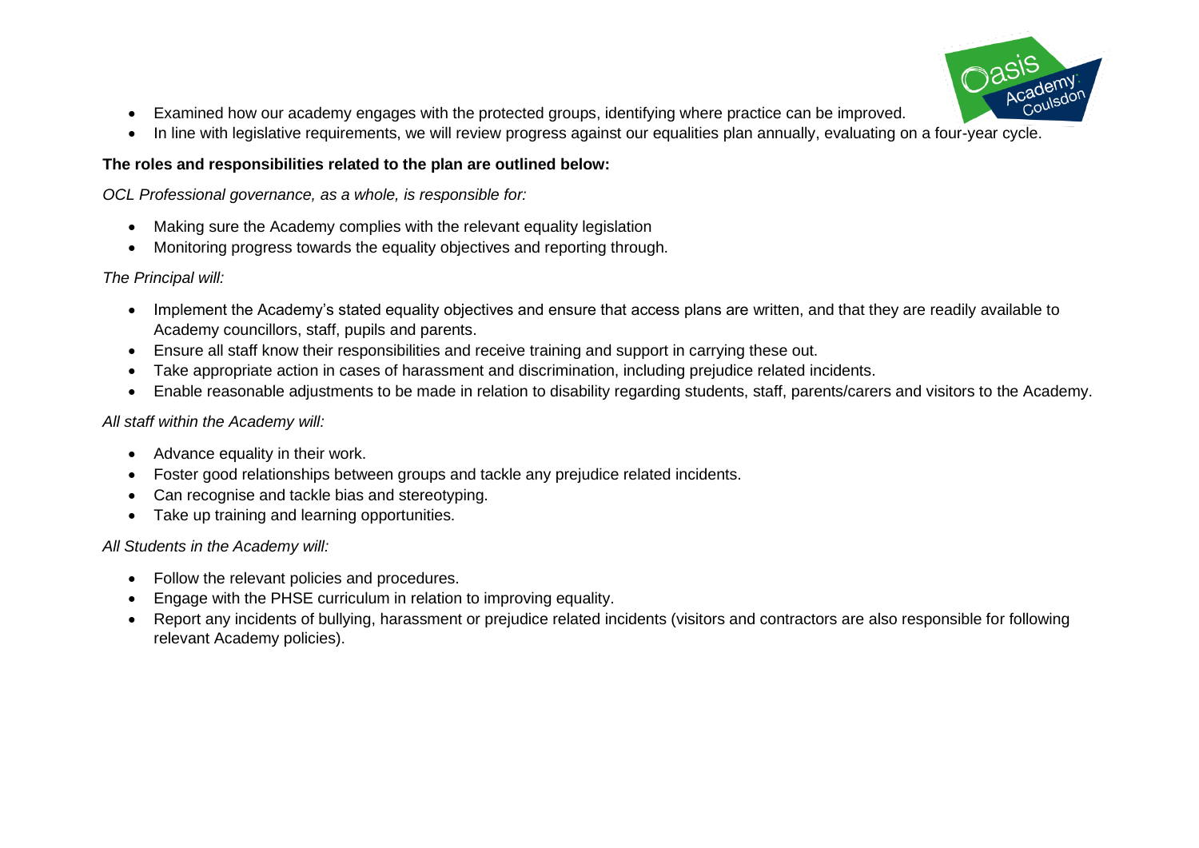- Examined how our academy engages with the protected groups, identifying where practice can be improved.
- In line with legislative requirements, we will review progress against our equalities plan annually, evaluating on a four-year cycle.

**The roles and responsibilities related to the plan are outlined below:**

*OCL Professional governance, as a whole, is responsible for:*

- Making sure the Academy complies with the relevant equality legislation
- Monitoring progress towards the equality objectives and reporting through.

*The Principal will:*

- Implement the Academy's stated equality objectives and ensure that access plans are written, and that they are readily available to Academy councillors, staff, pupils and parents.
- Ensure all staff know their responsibilities and receive training and support in carrying these out.
- Take appropriate action in cases of harassment and discrimination, including prejudice related incidents.
- Enable reasonable adjustments to be made in relation to disability regarding students, staff, parents/carers and visitors to the Academy.

*All staff within the Academy will:*

- Advance equality in their work.
- Foster good relationships between groups and tackle any prejudice related incidents.
- Can recognise and tackle bias and stereotyping.
- Take up training and learning opportunities.

*All Students in the Academy will:*

- Follow the relevant policies and procedures.
- Engage with the PHSE curriculum in relation to improving equality.
- Report any incidents of bullying, harassment or prejudice related incidents (visitors and contractors are also responsible for following relevant Academy policies).